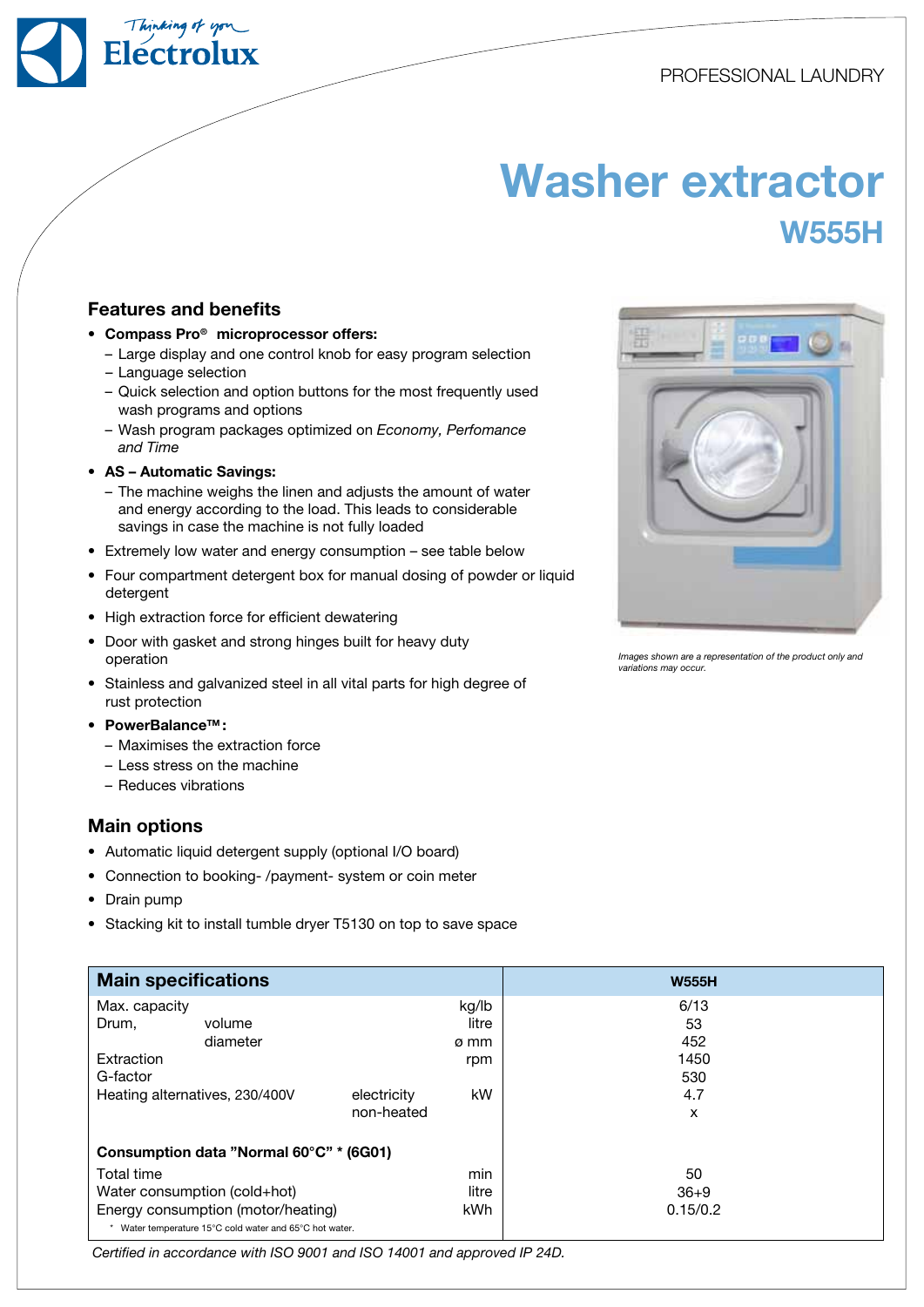PROFESSIONAL LAUNDRY

# Washer extractor

## W555H

### Features and benefits

- **Compass Pro® microprocessor offers:**
  - Large display and one control knob for easy program selection
  - Language selection
  - Quick selection and option buttons for the most frequently used wash programs and options
  - Wash program packages optimized on *Economy, Perfomance and Time*
- **AS – Automatic Savings:**
  - The machine weighs the linen and adjusts the amount of water and energy according to the load. This leads to considerable savings in case the machine is not fully loaded
- Extremely low water and energy consumption – see table below
- Four compartment detergent box for manual dosing of powder or liquid detergent
- High extraction force for efficient dewatering
- Door with gasket and strong hinges built for heavy duty operation
- Stainless and galvanized steel in all vital parts for high degree of rust protection
- **PowerBalance™:**
  - Maximises the extraction force
  - Less stress on the machine
  - Reduces vibrations

*Images shown are a representation of the product only and variations may occur.*

### Main options

- Automatic liquid detergent supply (optional I/O board)
- Connection to booking- /payment- system or coin meter
- Drain pump
- Stacking kit to install tumble dryer T5130 on top to save space

| Main specifications | | | W555H |
|---|---|---|---|
| Max. capacity | | kg/lb | 6/13 |
| Drum, volume | | litre | 53 |
| Drum, diameter | | ø mm | 452 |
| Extraction | | rpm | 1450 |
| G-factor | | | 530 |
| Heating alternatives, 230/400V | electricity | kW | 4.7 |
| | non-heated | | x |
| **Consumption data "Normal 60°C" * (6G01)** | | | |
| Total time | | min | 50 |
| Water consumption (cold+hot) | | litre | 36+9 |
| Energy consumption (motor/heating) | | kWh | 0.15/0.2 |

\* Water temperature 15°C cold water and 65°C hot water.

*Certified in accordance with ISO 9001 and ISO 14001 and approved IP 24D.*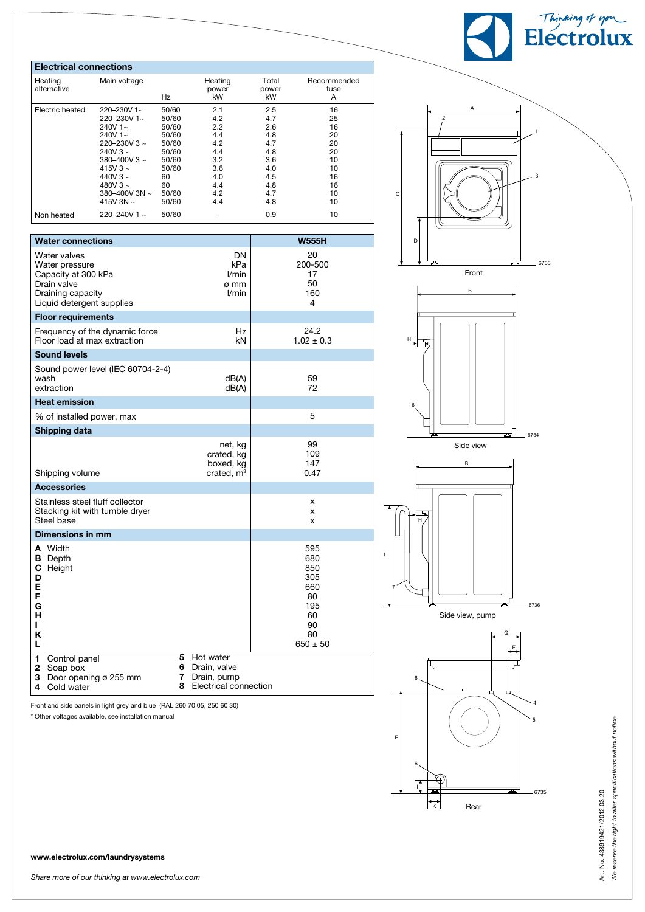## Electrical connections

| Heating alternative | Main voltage | Hz | Heating power kW | Total power kW | Recommended fuse A |
|---|---|---|---|---|---|
| Electric heated | 220–230V 1~ | 50/60 | 2.1 | 2.5 | 16 |
| | 220–230V 1~ | 50/60 | 4.2 | 4.7 | 25 |
| | 240V 1~ | 50/60 | 2.2 | 2.6 | 16 |
| | 240V 1~ | 50/60 | 4.4 | 4.8 | 20 |
| | 220–230V 3 ~ | 50/60 | 4.2 | 4.7 | 20 |
| | 240V 3 ~ | 50/60 | 4.4 | 4.8 | 20 |
| | 380–400V 3 ~ | 50/60 | 3.2 | 3.6 | 10 |
| | 415V 3 ~ | 50/60 | 3.6 | 4.0 | 10 |
| | 440V 3 ~ | 60 | 4.0 | 4.5 | 16 |
| | 480V 3 ~ | 60 | 4.4 | 4.8 | 16 |
| | 380–400V 3N ~ | 50/60 | 4.2 | 4.7 | 10 |
| | 415V 3N ~ | 50/60 | 4.4 | 4.8 | 10 |
| Non heated | 220–240V 1 ~ | 50/60 | - | 0.9 | 10 |

| Water connections | | W555H |
|---|---|---|
| Water valves | DN | 20 |
| Water pressure | kPa | 200-500 |
| Capacity at 300 kPa | l/min | 17 |
| Drain valve | ø mm | 50 |
| Draining capacity | l/min | 160 |
| Liquid detergent supplies | | 4 |
| **Floor requirements** | | |
| Frequency of the dynamic force | Hz | 24.2 |
| Floor load at max extraction | kN | 1.02 ± 0.3 |
| **Sound levels** | | |
| Sound power level (IEC 60704-2-4) | | |
| wash | dB(A) | 59 |
| extraction | dB(A) | 72 |
| **Heat emission** | | |
| % of installed power, max | | 5 |
| **Shipping data** | | |
| | net, kg | 99 |
| | crated, kg | 109 |
| | boxed, kg | 147 |
| Shipping volume | crated, m³ | 0.47 |
| **Accessories** | | |
| Stainless steel fluff collector | | x |
| Stacking kit with tumble dryer | | x |
| Steel base | | x |
| **Dimensions in mm** | | |
| **A** Width | | 595 |
| **B** Depth | | 680 |
| **C** Height | | 850 |
| **D** | | 305 |
| **E** | | 660 |
| **F** | | 80 |
| **G** | | 195 |
| **H** | | 60 |
| **I** | | 90 |
| **K** | | 80 |
| **L** | | 650 ± 50 |

1. Control panel
2. Soap box
3. Door opening ø 255 mm
4. Cold water
5. Hot water
6. Drain, valve
7. Drain, pump
8. Electrical connection

Front and side panels in light grey and blue (RAL 260 70 05, 250 60 30)

* Other voltages available, see installation manual

A
2
1
3
C
D
6733
Front

B
H
6
6734
Side view

B
H
L
7
6736
Side view, pump

G
F
8
4
5
E
6
I
K
6735
Rear

**www.electrolux.com/laundrysystems**

*Share more of our thinking at www.electrolux.com*

Art. No. 438919421/2012.03.20

*We reserve the right to alter specifications without notice.*